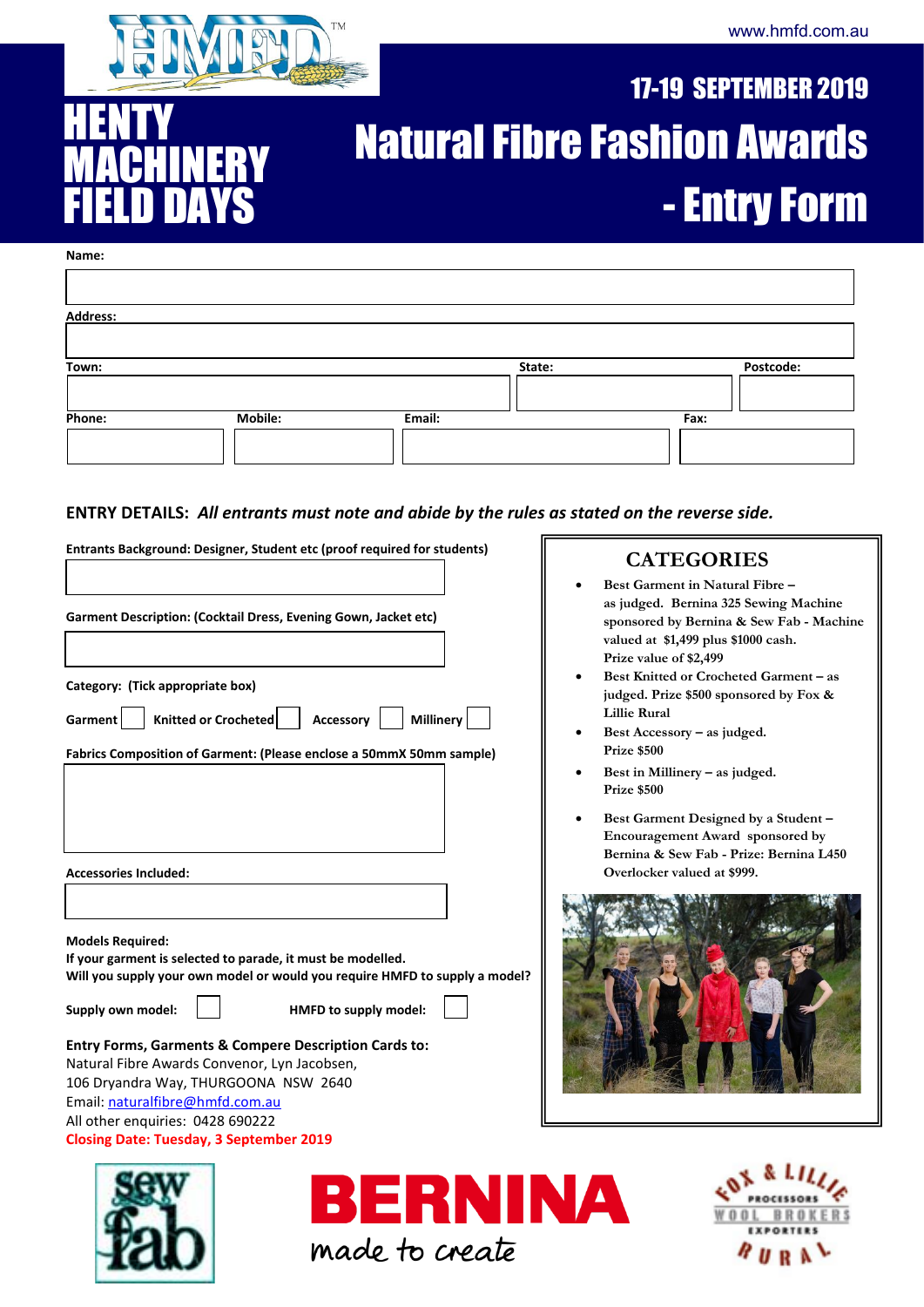www.hmfd.com.au

# HENTY MACHINERY FIELD DAYS

## 17-19 SEPTEMBER 2019

# Natural Fibre Fashion Awards - Entry Form

**Name:**

**Address:**

**Town:** **State:** **Postcode:**

**Phone:** **Mobile:** **Email:** **Fax:**

**ENTRY DETAILS:** ***All entrants must note and abide by the rules as stated on the reverse side.***

**Entrants Background: Designer, Student etc (proof required for students)**

**Garment Description: (Cocktail Dress, Evening Gown, Jacket etc)**

**Category: (Tick appropriate box)**

**Garment** ☐ **Knitted or Crocheted** ☐ **Accessory** ☐ **Millinery** ☐

**Fabrics Composition of Garment: (Please enclose a 50mmX 50mm sample)**

**Accessories Included:**

**Models Required:**
**If your garment is selected to parade, it must be modelled.**
**Will you supply your own model or would you require HMFD to supply a model?**

**Supply own model:** ☐ **HMFD to supply model:** ☐

**Entry Forms, Garments & Compere Description Cards to:**
Natural Fibre Awards Convenor, Lyn Jacobsen,
106 Dryandra Way, THURGOONA NSW 2640
Email: naturalfibre@hmfd.com.au
All other enquiries: 0428 690222
**Closing Date: Tuesday, 3 September 2019**

## CATEGORIES

- Best Garment in Natural Fibre – as judged. Bernina 325 Sewing Machine sponsored by Bernina & Sew Fab - Machine valued at $1,499 plus $1000 cash. Prize value of $2,499
- Best Knitted or Crocheted Garment – as judged. Prize $500 sponsored by Fox & Lillie Rural
- Best Accessory – as judged. Prize $500
- Best in Millinery – as judged. Prize $500
- Best Garment Designed by a Student – Encouragement Award sponsored by Bernina & Sew Fab - Prize: Bernina L450 Overlocker valued at $999.

sew fab — BERNINA made to create — Fox & Lillie Processors Wool Brokers Exporters Rural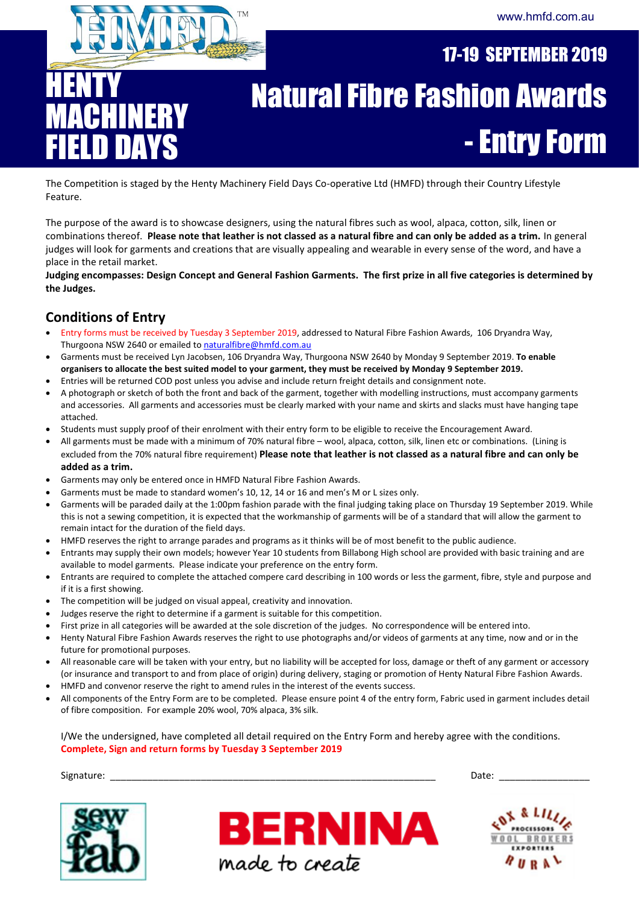www.hmfd.com.au

# HENTY MACHINERY FIELD DAYS

## 17-19 SEPTEMBER 2019

# Natural Fibre Fashion Awards - Entry Form

The Competition is staged by the Henty Machinery Field Days Co-operative Ltd (HMFD) through their Country Lifestyle Feature.

The purpose of the award is to showcase designers, using the natural fibres such as wool, alpaca, cotton, silk, linen or combinations thereof. **Please note that leather is not classed as a natural fibre and can only be added as a trim.** In general judges will look for garments and creations that are visually appealing and wearable in every sense of the word, and have a place in the retail market.
**Judging encompasses: Design Concept and General Fashion Garments. The first prize in all five categories is determined by the Judges.**

## Conditions of Entry

- Entry forms must be received by Tuesday 3 September 2019, addressed to Natural Fibre Fashion Awards, 106 Dryandra Way, Thurgoona NSW 2640 or emailed to naturalfibre@hmfd.com.au
- Garments must be received Lyn Jacobsen, 106 Dryandra Way, Thurgoona NSW 2640 by Monday 9 September 2019. **To enable organisers to allocate the best suited model to your garment, they must be received by Monday 9 September 2019.**
- Entries will be returned COD post unless you advise and include return freight details and consignment note.
- A photograph or sketch of both the front and back of the garment, together with modelling instructions, must accompany garments and accessories. All garments and accessories must be clearly marked with your name and skirts and slacks must have hanging tape attached.
- Students must supply proof of their enrolment with their entry form to be eligible to receive the Encouragement Award.
- All garments must be made with a minimum of 70% natural fibre – wool, alpaca, cotton, silk, linen etc or combinations. (Lining is excluded from the 70% natural fibre requirement) **Please note that leather is not classed as a natural fibre and can only be added as a trim.**
- Garments may only be entered once in HMFD Natural Fibre Fashion Awards.
- Garments must be made to standard women's 10, 12, 14 or 16 and men's M or L sizes only.
- Garments will be paraded daily at the 1:00pm fashion parade with the final judging taking place on Thursday 19 September 2019. While this is not a sewing competition, it is expected that the workmanship of garments will be of a standard that will allow the garment to remain intact for the duration of the field days.
- HMFD reserves the right to arrange parades and programs as it thinks will be of most benefit to the public audience.
- Entrants may supply their own models; however Year 10 students from Billabong High school are provided with basic training and are available to model garments. Please indicate your preference on the entry form.
- Entrants are required to complete the attached compere card describing in 100 words or less the garment, fibre, style and purpose and if it is a first showing.
- The competition will be judged on visual appeal, creativity and innovation.
- Judges reserve the right to determine if a garment is suitable for this competition.
- First prize in all categories will be awarded at the sole discretion of the judges. No correspondence will be entered into.
- Henty Natural Fibre Fashion Awards reserves the right to use photographs and/or videos of garments at any time, now and or in the future for promotional purposes.
- All reasonable care will be taken with your entry, but no liability will be accepted for loss, damage or theft of any garment or accessory (or insurance and transport to and from place of origin) during delivery, staging or promotion of Henty Natural Fibre Fashion Awards.
- HMFD and convenor reserve the right to amend rules in the interest of the events success.
- All components of the Entry Form are to be completed. Please ensure point 4 of the entry form, Fabric used in garment includes detail of fibre composition. For example 20% wool, 70% alpaca, 3% silk.

I/We the undersigned, have completed all detail required on the Entry Form and hereby agree with the conditions.
**Complete, Sign and return forms by Tuesday 3 September 2019**

Signature: ____________________________________________ Date: ________________

sew fab

BERNINA made to create

FOX & LILLIE RURAL – PROCESSORS WOOL BROKERS EXPORTERS